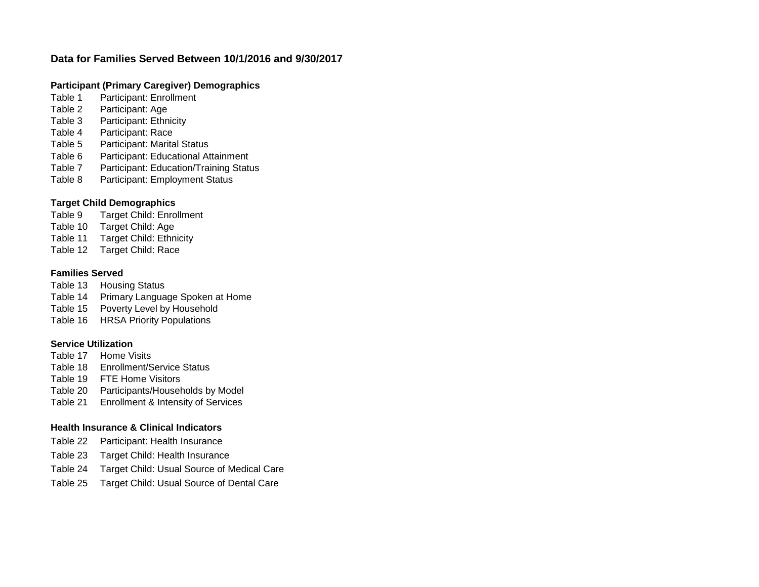## Data for Families Served Between 10/1/2016 and 9/30/2017

### Participant (Primary Caregiver) Demographics

Table 1 Participant: Enrollment
Table 2 Participant: Age
Table 3 Participant: Ethnicity
Table 4 Participant: Race
Table 5 Participant: Marital Status
Table 6 Participant: Educational Attainment
Table 7 Participant: Education/Training Status
Table 8 Participant: Employment Status

### Target Child Demographics

Table 9 Target Child: Enrollment
Table 10 Target Child: Age
Table 11 Target Child: Ethnicity
Table 12 Target Child: Race

### Families Served

Table 13 Housing Status
Table 14 Primary Language Spoken at Home
Table 15 Poverty Level by Household
Table 16 HRSA Priority Populations

### Service Utilization

Table 17 Home Visits
Table 18 Enrollment/Service Status
Table 19 FTE Home Visitors
Table 20 Participants/Households by Model
Table 21 Enrollment & Intensity of Services

### Health Insurance & Clinical Indicators

Table 22 Participant: Health Insurance
Table 23 Target Child: Health Insurance
Table 24 Target Child: Usual Source of Medical Care
Table 25 Target Child: Usual Source of Dental Care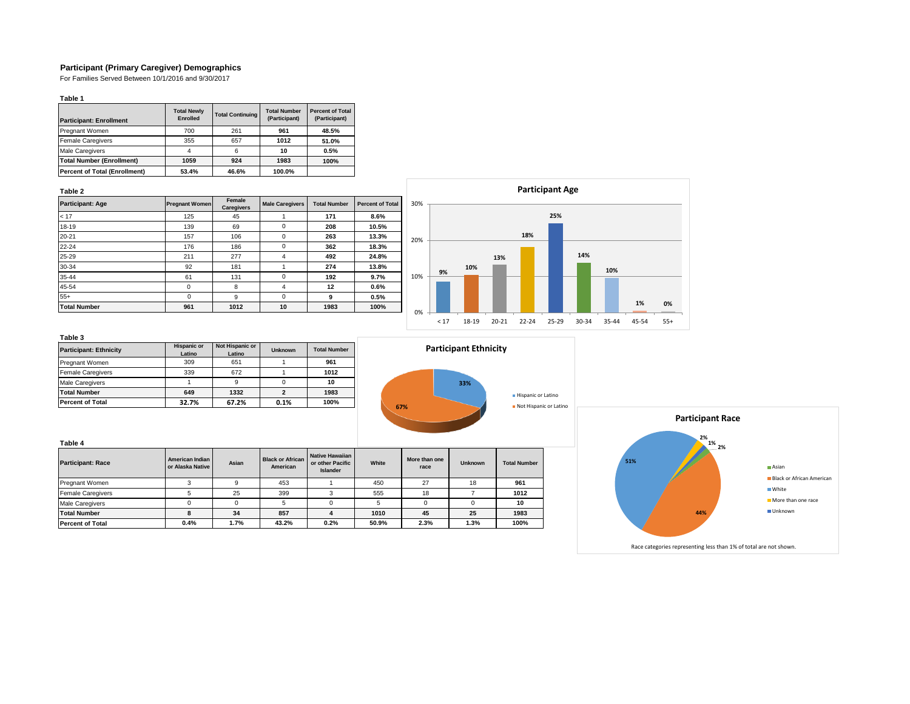## Participant (Primary Caregiver) Demographics

For Families Served Between 10/1/2016 and 9/30/2017

**Table 1**

| Participant: Enrollment | Total Newly Enrolled | Total Continuing | Total Number (Participant) | Percent of Total (Participant) |
|---|---|---|---|---|
| Pregnant Women | 700 | 261 | **961** | **48.5%** |
| Female Caregivers | 355 | 657 | **1012** | **51.0%** |
| Male Caregivers | 4 | 6 | **10** | **0.5%** |
| **Total Number (Enrollment)** | **1059** | **924** | **1983** | **100%** |
| **Percent of Total (Enrollment)** | **53.4%** | **46.6%** | **100.0%** | |

**Table 2**

| Participant: Age | Pregnant Women | Female Caregivers | Male Caregivers | Total Number | Percent of Total |
|---|---|---|---|---|---|
| < 17 | 125 | 45 | 1 | **171** | **8.6%** |
| 18-19 | 139 | 69 | 0 | **208** | **10.5%** |
| 20-21 | 157 | 106 | 0 | **263** | **13.3%** |
| 22-24 | 176 | 186 | 0 | **362** | **18.3%** |
| 25-29 | 211 | 277 | 4 | **492** | **24.8%** |
| 30-34 | 92 | 181 | 1 | **274** | **13.8%** |
| 35-44 | 61 | 131 | 0 | **192** | **9.7%** |
| 45-54 | 0 | 8 | 4 | **12** | **0.6%** |
| 55+ | 0 | 9 | 0 | **9** | **0.5%** |
| **Total Number** | **961** | **1012** | **10** | **1983** | **100%** |

**Participant Age**

| Age | < 17 | 18-19 | 20-21 | 22-24 | 25-29 | 30-34 | 35-44 | 45-54 | 55+ |
|---|---|---|---|---|---|---|---|---|---|
| Percent | 9% | 10% | 13% | 18% | 25% | 14% | 10% | 1% | 0% |

**Table 3**

| Participant: Ethnicity | Hispanic or Latino | Not Hispanic or Latino | Unknown | Total Number |
|---|---|---|---|---|
| Pregnant Women | 309 | 651 | 1 | **961** |
| Female Caregivers | 339 | 672 | 1 | **1012** |
| Male Caregivers | 1 | 9 | 0 | **10** |
| **Total Number** | **649** | **1332** | **2** | **1983** |
| **Percent of Total** | **32.7%** | **67.2%** | **0.1%** | **100%** |

**Participant Ethnicity**

- Hispanic or Latino: 33%
- Not Hispanic or Latino: 67%

**Table 4**

| Participant: Race | American Indian or Alaska Native | Asian | Black or African American | Native Hawaiian or other Pacific Islander | White | More than one race | Unknown | Total Number |
|---|---|---|---|---|---|---|---|---|
| Pregnant Women | 3 | 9 | 453 | 1 | 450 | 27 | 18 | **961** |
| Female Caregivers | 5 | 25 | 399 | 3 | 555 | 18 | 7 | **1012** |
| Male Caregivers | 0 | 0 | 5 | 0 | 5 | 0 | 0 | **10** |
| **Total Number** | **8** | **34** | **857** | **4** | **1010** | **45** | **25** | **1983** |
| **Percent of Total** | **0.4%** | **1.7%** | **43.2%** | **0.2%** | **50.9%** | **2.3%** | **1.3%** | **100%** |

**Participant Race**

- Asian: 2%
- Black or African American: 44%
- White: 51%
- More than one race: 2%
- Unknown: 1%

Race categories representing less than 1% of total are not shown.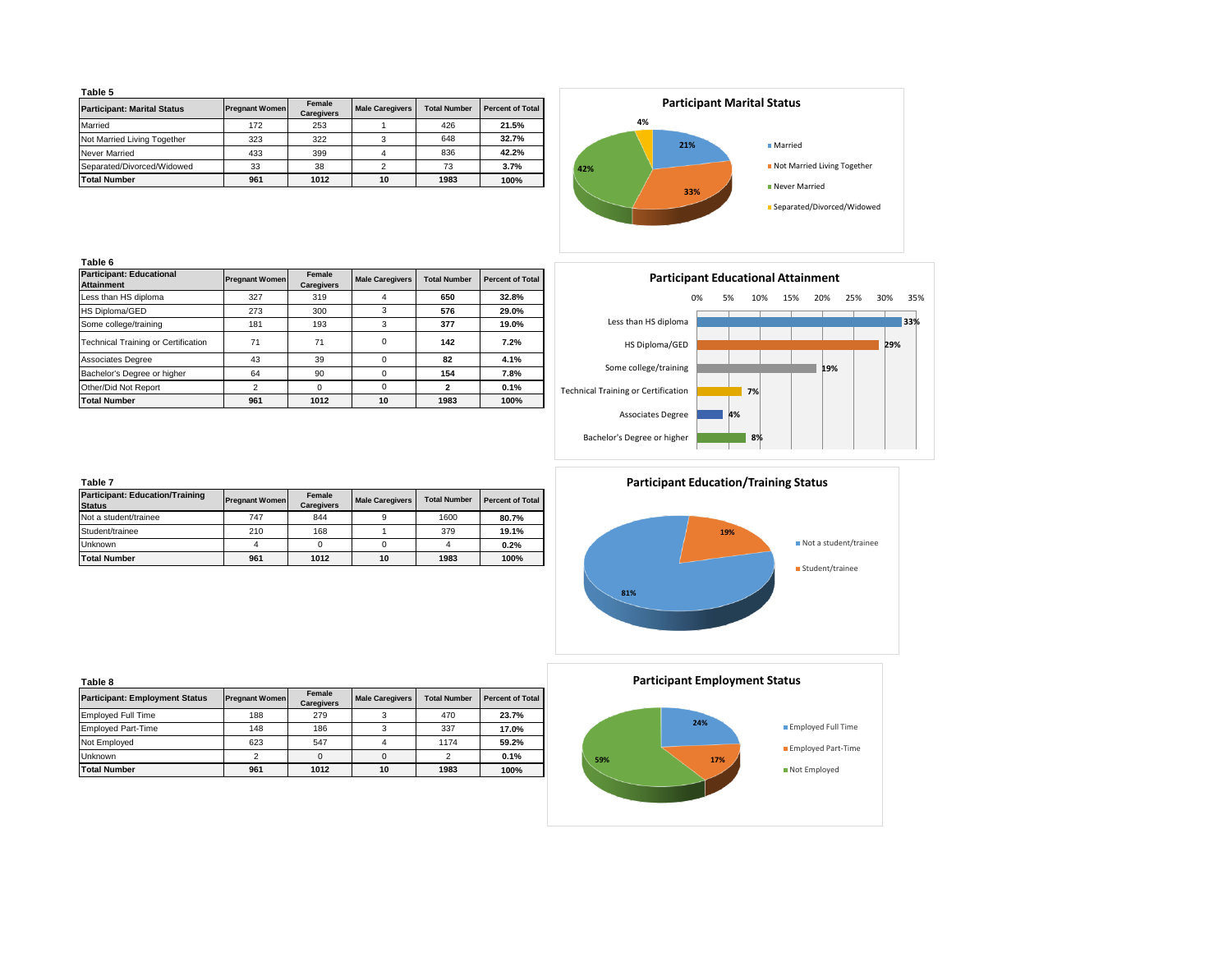**Table 5**

| Participant: Marital Status | Pregnant Women | Female Caregivers | Male Caregivers | Total Number | Percent of Total |
|---|---|---|---|---|---|
| Married | 172 | 253 | 1 | 426 | **21.5%** |
| Not Married Living Together | 323 | 322 | 3 | 648 | **32.7%** |
| Never Married | 433 | 399 | 4 | 836 | **42.2%** |
| Separated/Divorced/Widowed | 33 | 38 | 2 | 73 | **3.7%** |
| **Total Number** | **961** | **1012** | **10** | **1983** | **100%** |

**Participant Marital Status**

- Married: 21%
- Not Married Living Together: 33%
- Never Married: 42%
- Separated/Divorced/Widowed: 4%

**Table 6**

| Participant: Educational Attainment | Pregnant Women | Female Caregivers | Male Caregivers | Total Number | Percent of Total |
|---|---|---|---|---|---|
| Less than HS diploma | 327 | 319 | 4 | **650** | **32.8%** |
| HS Diploma/GED | 273 | 300 | 3 | **576** | **29.0%** |
| Some college/training | 181 | 193 | 3 | **377** | **19.0%** |
| Technical Training or Certification | 71 | 71 | 0 | **142** | **7.2%** |
| Associates Degree | 43 | 39 | 0 | **82** | **4.1%** |
| Bachelor's Degree or higher | 64 | 90 | 0 | **154** | **7.8%** |
| Other/Did Not Report | 2 | 0 | 0 | **2** | **0.1%** |
| **Total Number** | **961** | **1012** | **10** | **1983** | **100%** |

**Participant Educational Attainment**

- Less than HS diploma: 33%
- HS Diploma/GED: 29%
- Some college/training: 19%
- Technical Training or Certification: 7%
- Associates Degree: 4%
- Bachelor's Degree or higher: 8%

**Table 7**

| Participant: Education/Training Status | Pregnant Women | Female Caregivers | Male Caregivers | Total Number | Percent of Total |
|---|---|---|---|---|---|
| Not a student/trainee | 747 | 844 | 9 | 1600 | **80.7%** |
| Student/trainee | 210 | 168 | 1 | 379 | **19.1%** |
| Unknown | 4 | 0 | 0 | 4 | **0.2%** |
| **Total Number** | **961** | **1012** | **10** | **1983** | **100%** |

**Participant Education/Training Status**

- Not a student/trainee: 81%
- Student/trainee: 19%

**Table 8**

| Participant: Employment Status | Pregnant Women | Female Caregivers | Male Caregivers | Total Number | Percent of Total |
|---|---|---|---|---|---|
| Employed Full Time | 188 | 279 | 3 | 470 | **23.7%** |
| Employed Part-Time | 148 | 186 | 3 | 337 | **17.0%** |
| Not Employed | 623 | 547 | 4 | 1174 | **59.2%** |
| Unknown | 2 | 0 | 0 | 2 | **0.1%** |
| **Total Number** | **961** | **1012** | **10** | **1983** | **100%** |

**Participant Employment Status**

- Employed Full Time: 24%
- Employed Part-Time: 17%
- Not Employed: 59%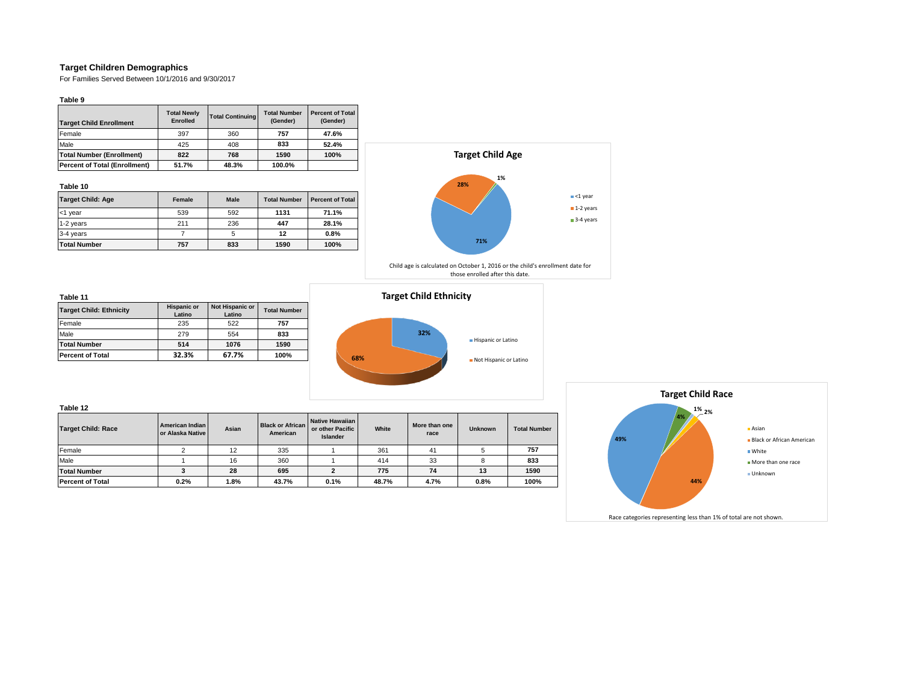## Target Children Demographics

For Families Served Between 10/1/2016 and 9/30/2017

**Table 9**

| Target Child Enrollment | Total Newly Enrolled | Total Continuing | Total Number (Gender) | Percent of Total (Gender) |
|---|---|---|---|---|
| Female | 397 | 360 | **757** | **47.6%** |
| Male | 425 | 408 | **833** | **52.4%** |
| **Total Number (Enrollment)** | **822** | **768** | **1590** | **100%** |
| **Percent of Total (Enrollment)** | **51.7%** | **48.3%** | **100.0%** | |

**Table 10**

| Target Child: Age | Female | Male | Total Number | Percent of Total |
|---|---|---|---|---|
| <1 year | 539 | 592 | **1131** | **71.1%** |
| 1-2 years | 211 | 236 | **447** | **28.1%** |
| 3-4 years | 7 | 5 | **12** | **0.8%** |
| **Total Number** | **757** | **833** | **1590** | **100%** |

**Target Child Age**

Child age is calculated on October 1, 2016 or the child's enrollment date for those enrolled after this date.

**Table 11**

| Target Child: Ethnicity | Hispanic or Latino | Not Hispanic or Latino | Total Number |
|---|---|---|---|
| Female | 235 | 522 | **757** |
| Male | 279 | 554 | **833** |
| **Total Number** | **514** | **1076** | **1590** |
| **Percent of Total** | **32.3%** | **67.7%** | **100%** |

**Target Child Ethnicity**

**Table 12**

| Target Child: Race | American Indian or Alaska Native | Asian | Black or African American | Native Hawaiian or other Pacific Islander | White | More than one race | Unknown | Total Number |
|---|---|---|---|---|---|---|---|---|
| Female | 2 | 12 | 335 | 1 | 361 | 41 | 5 | **757** |
| Male | 1 | 16 | 360 | 1 | 414 | 33 | 8 | **833** |
| **Total Number** | **3** | **28** | **695** | **2** | **775** | **74** | **13** | **1590** |
| **Percent of Total** | **0.2%** | **1.8%** | **43.7%** | **0.1%** | **48.7%** | **4.7%** | **0.8%** | **100%** |

**Target Child Race**

Race categories representing less than 1% of total are not shown.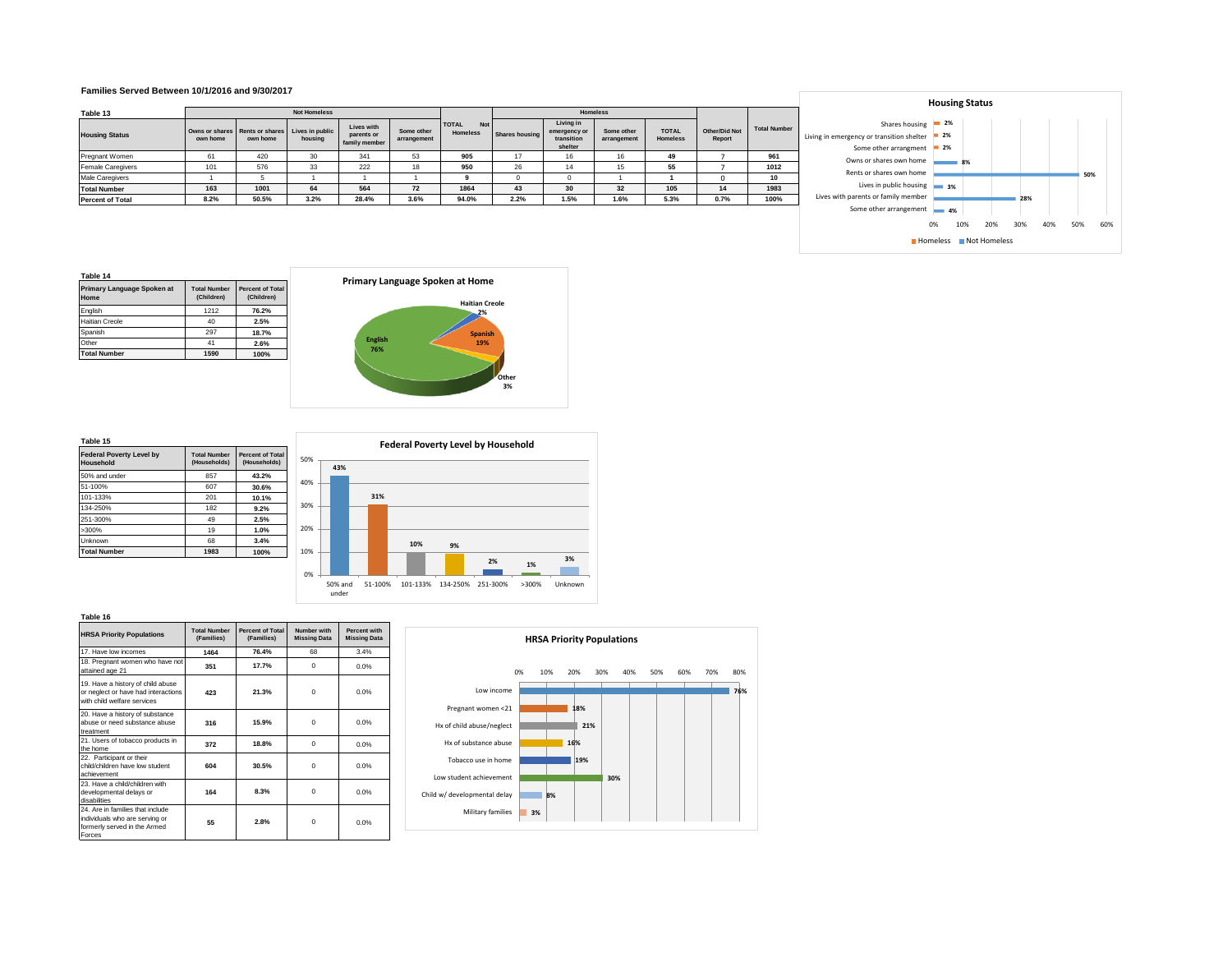## Families Served Between 10/1/2016 and 9/30/2017

**Table 13**

| Housing Status | Not Homeless | | | | | | Homeless | | | | Other/Did Not Report | Total Number |
|---|---|---|---|---|---|---|---|---|---|---|---|---|
| | Owns or shares own home | Rents or shares own home | Lives in public housing | Lives with parents or family member | Some other arrangement | TOTAL Not Homeless | Shares housing | Living in emergency or transition shelter | Some other arrangement | TOTAL Homeless | | |
| Pregnant Women | 61 | 420 | 30 | 341 | 53 | 905 | 17 | 16 | 16 | 49 | 7 | 961 |
| Female Caregivers | 101 | 576 | 33 | 222 | 18 | 950 | 26 | 14 | 15 | 55 | 7 | 1012 |
| Male Caregivers | 1 | 5 | 1 | 1 | 1 | 9 | 0 | 0 | 1 | 1 | 0 | 10 |
| Total Number | 163 | 1001 | 64 | 564 | 72 | 1864 | 43 | 30 | 32 | 105 | 14 | 1983 |
| Percent of Total | 8.2% | 50.5% | 3.2% | 28.4% | 3.6% | 94.0% | 2.2% | 1.5% | 1.6% | 5.3% | 0.7% | 100% |

**Housing Status**

| Category | Percent |
|---|---|
| Shares housing (Homeless) | 2% |
| Living in emergency or transition shelter (Homeless) | 2% |
| Some other arrangement (Homeless) | 2% |
| Owns or shares own home (Not Homeless) | 8% |
| Rents or shares own home (Not Homeless) | 50% |
| Lives in public housing (Not Homeless) | 3% |
| Lives with parents or family member (Not Homeless) | 28% |
| Some other arrangement (Not Homeless) | 4% |

**Table 14**

| Primary Language Spoken at Home | Total Number (Children) | Percent of Total (Children) |
|---|---|---|
| English | 1212 | 76.2% |
| Haitian Creole | 40 | 2.5% |
| Spanish | 297 | 18.7% |
| Other | 41 | 2.6% |
| Total Number | 1590 | 100% |

**Primary Language Spoken at Home**

English 76%, Spanish 19%, Haitian Creole 2%, Other 3%

**Table 15**

| Federal Poverty Level by Household | Total Number (Households) | Percent of Total (Households) |
|---|---|---|
| 50% and under | 857 | 43.2% |
| 51-100% | 607 | 30.6% |
| 101-133% | 201 | 10.1% |
| 134-250% | 182 | 9.2% |
| 251-300% | 49 | 2.5% |
| >300% | 19 | 1.0% |
| Unknown | 68 | 3.4% |
| Total Number | 1983 | 100% |

**Federal Poverty Level by Household**

50% and under 43%, 51-100% 31%, 101-133% 10%, 134-250% 9%, 251-300% 2%, >300% 1%, Unknown 3%

**Table 16**

| HRSA Priority Populations | Total Number (Families) | Percent of Total (Families) | Number with Missing Data | Percent with Missing Data |
|---|---|---|---|---|
| 17. Have low incomes | 1464 | 76.4% | 68 | 3.4% |
| 18. Pregnant women who have not attained age 21 | 351 | 17.7% | 0 | 0.0% |
| 19. Have a history of child abuse or neglect or have had interactions with child welfare services | 423 | 21.3% | 0 | 0.0% |
| 20. Have a history of substance abuse or need substance abuse treatment | 316 | 15.9% | 0 | 0.0% |
| 21. Users of tobacco products in the home | 372 | 18.8% | 0 | 0.0% |
| 22. Participant or their child/children have low student achievement | 604 | 30.5% | 0 | 0.0% |
| 23. Have a child/children with developmental delays or disabilities | 164 | 8.3% | 0 | 0.0% |
| 24. Are in families that include individuals who are serving or formerly served in the Armed Forces | 55 | 2.8% | 0 | 0.0% |

**HRSA Priority Populations**

Low income 76%, Pregnant women <21 18%, Hx of child abuse/neglect 21%, Hx of substance abuse 16%, Tobacco use in home 19%, Low student achievement 30%, Child w/ developmental delay 8%, Military families 3%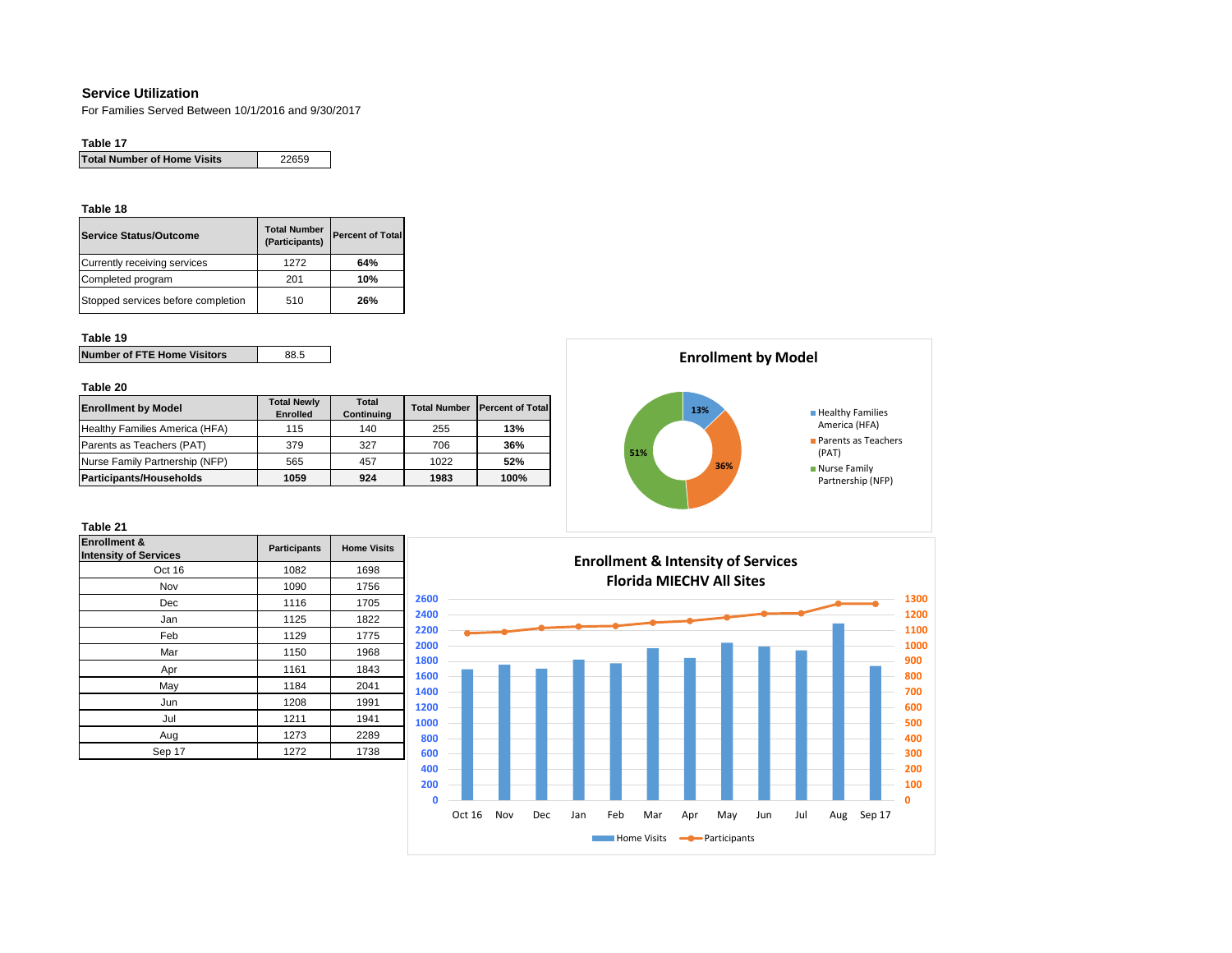## Service Utilization

For Families Served Between 10/1/2016 and 9/30/2017

**Table 17**

| Total Number of Home Visits | 22659 |
|---|---|

**Table 18**

| Service Status/Outcome | Total Number (Participants) | Percent of Total |
|---|---|---|
| Currently receiving services | 1272 | **64%** |
| Completed program | 201 | **10%** |
| Stopped services before completion | 510 | **26%** |

**Table 19**

| Number of FTE Home Visitors | 88.5 |
|---|---|

**Table 20**

| Enrollment by Model | Total Newly Enrolled | Total Continuing | Total Number | Percent of Total |
|---|---|---|---|---|
| Healthy Families America (HFA) | 115 | 140 | 255 | **13%** |
| Parents as Teachers (PAT) | 379 | 327 | 706 | **36%** |
| Nurse Family Partnership (NFP) | 565 | 457 | 1022 | **52%** |
| **Participants/Households** | **1059** | **924** | **1983** | **100%** |

**Enrollment by Model**

- Healthy Families America (HFA): 13%
- Parents as Teachers (PAT): 36%
- Nurse Family Partnership (NFP): 51%

**Table 21**

| Enrollment & Intensity of Services | Participants | Home Visits |
|---|---|---|
| Oct 16 | 1082 | 1698 |
| Nov | 1090 | 1756 |
| Dec | 1116 | 1705 |
| Jan | 1125 | 1822 |
| Feb | 1129 | 1775 |
| Mar | 1150 | 1968 |
| Apr | 1161 | 1843 |
| May | 1184 | 2041 |
| Jun | 1208 | 1991 |
| Jul | 1211 | 1941 |
| Aug | 1273 | 2289 |
| Sep 17 | 1272 | 1738 |

**Enrollment & Intensity of Services**
**Florida MIECHV All Sites**

Legend: Home Visits, Participants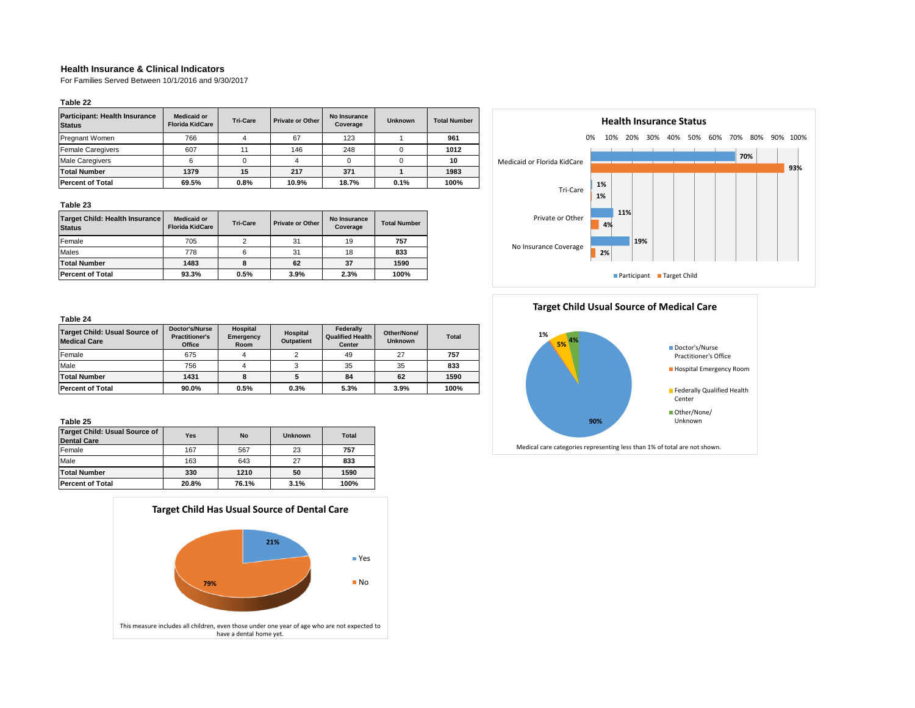## Health Insurance & Clinical Indicators

For Families Served Between 10/1/2016 and 9/30/2017

**Table 22**

| Participant: Health Insurance Status | Medicaid or Florida KidCare | Tri-Care | Private or Other | No Insurance Coverage | Unknown | Total Number |
|---|---|---|---|---|---|---|
| Pregnant Women | 766 | 4 | 67 | 123 | 1 | **961** |
| Female Caregivers | 607 | 11 | 146 | 248 | 0 | **1012** |
| Male Caregivers | 6 | 0 | 4 | 0 | 0 | **10** |
| **Total Number** | **1379** | **15** | **217** | **371** | **1** | **1983** |
| **Percent of Total** | **69.5%** | **0.8%** | **10.9%** | **18.7%** | **0.1%** | **100%** |

**Table 23**

| Target Child: Health Insurance Status | Medicaid or Florida KidCare | Tri-Care | Private or Other | No Insurance Coverage | Total Number |
|---|---|---|---|---|---|
| Female | 705 | 2 | 31 | 19 | **757** |
| Males | 778 | 6 | 31 | 18 | **833** |
| **Total Number** | **1483** | **8** | **62** | **37** | **1590** |
| **Percent of Total** | **93.3%** | **0.5%** | **3.9%** | **2.3%** | **100%** |

**Health Insurance Status**

0% 10% 20% 30% 40% 50% 60% 70% 80% 90% 100%

Medicaid or Florida KidCare 70% 93%

Tri-Care 1% 1%

Private or Other 11% 4%

No Insurance Coverage 19% 2%

Participant Target Child

**Table 24**

| Target Child: Usual Source of Medical Care | Doctor's/Nurse Practitioner's Office | Hospital Emergency Room | Hospital Outpatient | Federally Qualified Health Center | Other/None/ Unknown | Total |
|---|---|---|---|---|---|---|
| Female | 675 | 4 | 2 | 49 | 27 | **757** |
| Male | 756 | 4 | 3 | 35 | 35 | **833** |
| **Total Number** | **1431** | **8** | **5** | **84** | **62** | **1590** |
| **Percent of Total** | **90.0%** | **0.5%** | **0.3%** | **5.3%** | **3.9%** | **100%** |

**Target Child Usual Source of Medical Care**

1% 5% 4% 90%

Doctor's/Nurse Practitioner's Office
Hospital Emergency Room
Federally Qualified Health Center
Other/None/ Unknown

Medical care categories representing less than 1% of total are not shown.

**Table 25**

| Target Child: Usual Source of Dental Care | Yes | No | Unknown | Total |
|---|---|---|---|---|
| Female | 167 | 567 | 23 | **757** |
| Male | 163 | 643 | 27 | **833** |
| **Total Number** | **330** | **1210** | **50** | **1590** |
| **Percent of Total** | **20.8%** | **76.1%** | **3.1%** | **100%** |

**Target Child Has Usual Source of Dental Care**

21% 79%

Yes
No

This measure includes all children, even those under one year of age who are not expected to have a dental home yet.